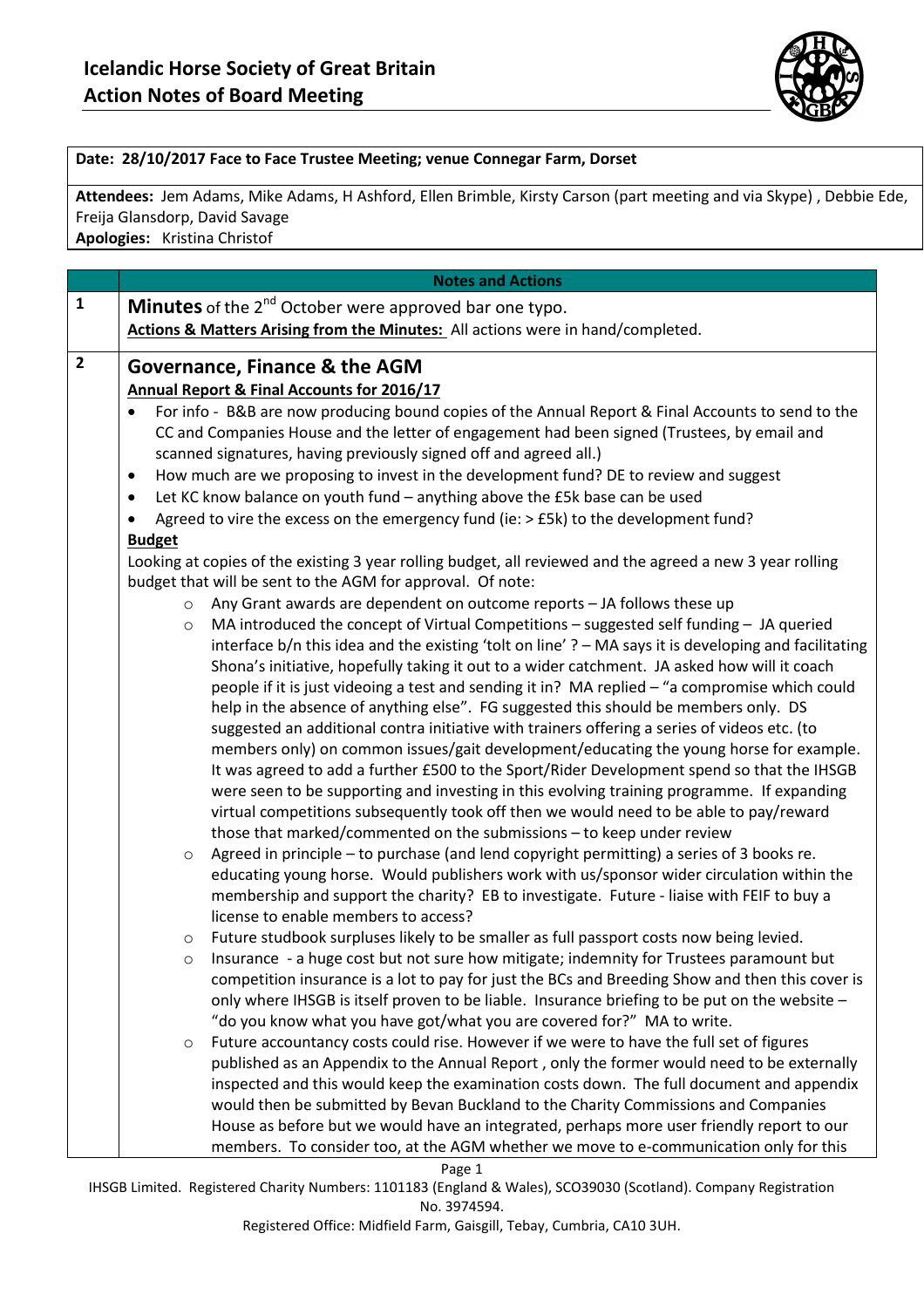# Icelandic Horse Society of Great Britain
## Action Notes of Board Meeting

**Date: 28/10/2017 Face to Face Trustee Meeting; venue Connegar Farm, Dorset**

**Attendees:** Jem Adams, Mike Adams, H Ashford, Ellen Brimble, Kirsty Carson (part meeting and via Skype) , Debbie Ede, Freija Glansdorp, David Savage
**Apologies:** Kristina Christof

| | Notes and Actions |
|---|---|
| 1 | **Minutes** of the 2nd October were approved bar one typo.<br>**Actions & Matters Arising from the Minutes:** All actions were in hand/completed. |
| 2 | **Governance, Finance & the AGM**<br>**Annual Report & Final Accounts for 2016/17**<br>• For info - B&B are now producing bound copies of the Annual Report & Final Accounts to send to the CC and Companies House and the letter of engagement had been signed (Trustees, by email and scanned signatures, having previously signed off and agreed all.)<br>• How much are we proposing to invest in the development fund? DE to review and suggest<br>• Let KC know balance on youth fund – anything above the £5k base can be used<br>• Agreed to vire the excess on the emergency fund (ie: > £5k) to the development fund?<br>**Budget**<br>Looking at copies of the existing 3 year rolling budget, all reviewed and the agreed a new 3 year rolling budget that will be sent to the AGM for approval. Of note:<br>o Any Grant awards are dependent on outcome reports – JA follows these up<br>o MA introduced the concept of Virtual Competitions – suggested self funding – JA queried interface b/n this idea and the existing 'tolt on line' ? – MA says it is developing and facilitating Shona's initiative, hopefully taking it out to a wider catchment. JA asked how will it coach people if it is just videoing a test and sending it in? MA replied – "a compromise which could help in the absence of anything else". FG suggested this should be members only. DS suggested an additional contra initiative with trainers offering a series of videos etc. (to members only) on common issues/gait development/educating the young horse for example. It was agreed to add a further £500 to the Sport/Rider Development spend so that the IHSGB were seen to be supporting and investing in this evolving training programme. If expanding virtual competitions subsequently took off then we would need to be able to pay/reward those that marked/commented on the submissions – to keep under review<br>o Agreed in principle – to purchase (and lend copyright permitting) a series of 3 books re. educating young horse. Would publishers work with us/sponsor wider circulation within the membership and support the charity? EB to investigate. Future - liaise with FEIF to buy a license to enable members to access?<br>o Future studbook surpluses likely to be smaller as full passport costs now being levied.<br>o Insurance - a huge cost but not sure how mitigate; indemnity for Trustees paramount but competition insurance is a lot to pay for just the BCs and Breeding Show and then this cover is only where IHSGB is itself proven to be liable. Insurance briefing to be put on the website – "do you know what you have got/what you are covered for?" MA to write.<br>o Future accountancy costs could rise. However if we were to have the full set of figures published as an Appendix to the Annual Report , only the former would need to be externally inspected and this would keep the examination costs down. The full document and appendix would then be submitted by Bevan Buckland to the Charity Commissions and Companies House as before but we would have an integrated, perhaps more user friendly report to our members. To consider too, at the AGM whether we move to e-communication only for this |

IHSGB Limited. Registered Charity Numbers: 1101183 (England & Wales), SCO39030 (Scotland). Company Registration No. 3974594.
Registered Office: Midfield Farm, Gaisgill, Tebay, Cumbria, CA10 3UH.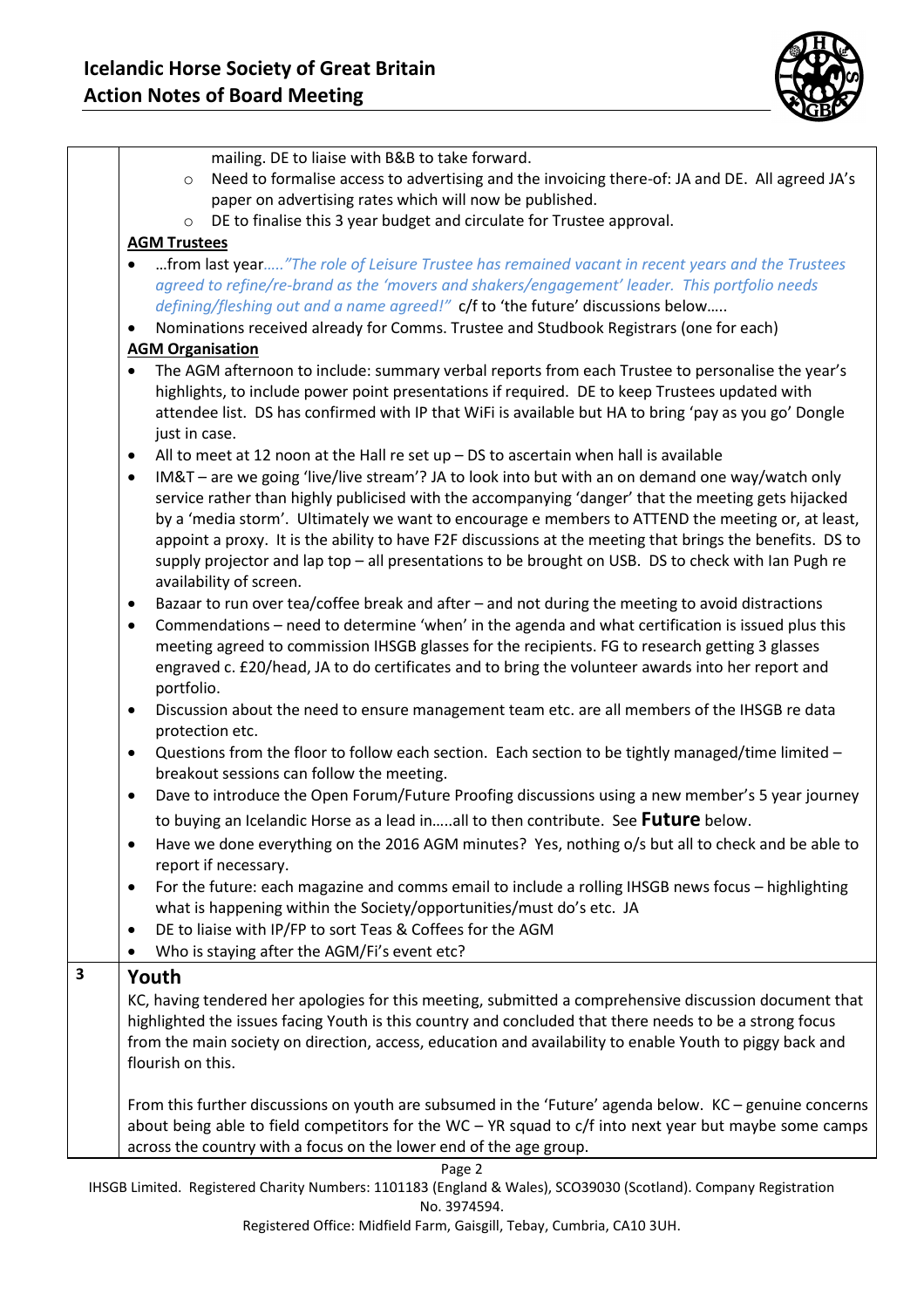mailing. DE to liaise with B&B to take forward.
  - Need to formalise access to advertising and the invoicing there-of: JA and DE. All agreed JA's paper on advertising rates which will now be published.
  - DE to finalise this 3 year budget and circulate for Trustee approval.

**AGM Trustees**

- …from last year….. *"The role of Leisure Trustee has remained vacant in recent years and the Trustees agreed to refine/re-brand as the 'movers and shakers/engagement' leader. This portfolio needs defining/fleshing out and a name agreed!"* c/f to 'the future' discussions below…..
- Nominations received already for Comms. Trustee and Studbook Registrars (one for each)

**AGM Organisation**

- The AGM afternoon to include: summary verbal reports from each Trustee to personalise the year's highlights, to include power point presentations if required. DE to keep Trustees updated with attendee list. DS has confirmed with IP that WiFi is available but HA to bring 'pay as you go' Dongle just in case.
- All to meet at 12 noon at the Hall re set up – DS to ascertain when hall is available
- IM&T – are we going 'live/live stream'? JA to look into but with an on demand one way/watch only service rather than highly publicised with the accompanying 'danger' that the meeting gets hijacked by a 'media storm'. Ultimately we want to encourage e members to ATTEND the meeting or, at least, appoint a proxy. It is the ability to have F2F discussions at the meeting that brings the benefits. DS to supply projector and lap top – all presentations to be brought on USB. DS to check with Ian Pugh re availability of screen.
- Bazaar to run over tea/coffee break and after – and not during the meeting to avoid distractions
- Commendations – need to determine 'when' in the agenda and what certification is issued plus this meeting agreed to commission IHSGB glasses for the recipients. FG to research getting 3 glasses engraved c. £20/head, JA to do certificates and to bring the volunteer awards into her report and portfolio.
- Discussion about the need to ensure management team etc. are all members of the IHSGB re data protection etc.
- Questions from the floor to follow each section. Each section to be tightly managed/time limited – breakout sessions can follow the meeting.
- Dave to introduce the Open Forum/Future Proofing discussions using a new member's 5 year journey to buying an Icelandic Horse as a lead in…..all to then contribute. See **Future** below.
- Have we done everything on the 2016 AGM minutes? Yes, nothing o/s but all to check and be able to report if necessary.
- For the future: each magazine and comms email to include a rolling IHSGB news focus – highlighting what is happening within the Society/opportunities/must do's etc. JA
- DE to liaise with IP/FP to sort Teas & Coffees for the AGM
- Who is staying after the AGM/Fi's event etc?

## 3 Youth

KC, having tendered her apologies for this meeting, submitted a comprehensive discussion document that highlighted the issues facing Youth is this country and concluded that there needs to be a strong focus from the main society on direction, access, education and availability to enable Youth to piggy back and flourish on this.

From this further discussions on youth are subsumed in the 'Future' agenda below. KC – genuine concerns about being able to field competitors for the WC – YR squad to c/f into next year but maybe some camps across the country with a focus on the lower end of the age group.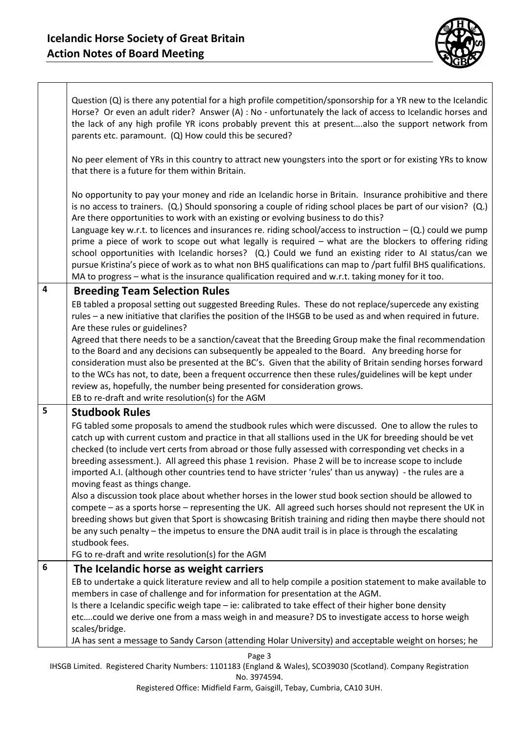| | |
|---|---|
| | Question (Q) is there any potential for a high profile competition/sponsorship for a YR new to the Icelandic Horse? Or even an adult rider? Answer (A) : No - unfortunately the lack of access to Icelandic horses and the lack of any high profile YR icons probably prevent this at present….also the support network from parents etc. paramount. (Q) How could this be secured?<br><br>No peer element of YRs in this country to attract new youngsters into the sport or for existing YRs to know that there is a future for them within Britain.<br><br>No opportunity to pay your money and ride an Icelandic horse in Britain. Insurance prohibitive and there is no access to trainers. (Q.) Should sponsoring a couple of riding school places be part of our vision? (Q.) Are there opportunities to work with an existing or evolving business to do this?<br>Language key w.r.t. to licences and insurances re. riding school/access to instruction – (Q.) could we pump prime a piece of work to scope out what legally is required – what are the blockers to offering riding school opportunities with Icelandic horses? (Q.) Could we fund an existing rider to AI status/can we pursue Kristina's piece of work as to what non BHS qualifications can map to /part fulfil BHS qualifications.<br>MA to progress – what is the insurance qualification required and w.r.t. taking money for it too. |
| **4** | **Breeding Team Selection Rules**<br>EB tabled a proposal setting out suggested Breeding Rules. These do not replace/supercede any existing rules – a new initiative that clarifies the position of the IHSGB to be used as and when required in future. Are these rules or guidelines?<br>Agreed that there needs to be a sanction/caveat that the Breeding Group make the final recommendation to the Board and any decisions can subsequently be appealed to the Board. Any breeding horse for consideration must also be presented at the BC's. Given that the ability of Britain sending horses forward to the WCs has not, to date, been a frequent occurrence then these rules/guidelines will be kept under review as, hopefully, the number being presented for consideration grows.<br>EB to re-draft and write resolution(s) for the AGM |
| **5** | **Studbook Rules**<br>FG tabled some proposals to amend the studbook rules which were discussed. One to allow the rules to catch up with current custom and practice in that all stallions used in the UK for breeding should be vet checked (to include vert certs from abroad or those fully assessed with corresponding vet checks in a breeding assessment.). All agreed this phase 1 revision. Phase 2 will be to increase scope to include imported A.I. (although other countries tend to have stricter 'rules' than us anyway) - the rules are a moving feast as things change.<br>Also a discussion took place about whether horses in the lower stud book section should be allowed to compete – as a sports horse – representing the UK. All agreed such horses should not represent the UK in breeding shows but given that Sport is showcasing British training and riding then maybe there should not be any such penalty – the impetus to ensure the DNA audit trail is in place is through the escalating studbook fees.<br>FG to re-draft and write resolution(s) for the AGM |
| **6** | **The Icelandic horse as weight carriers**<br>EB to undertake a quick literature review and all to help compile a position statement to make available to members in case of challenge and for information for presentation at the AGM.<br>Is there a Icelandic specific weigh tape – ie: calibrated to take effect of their higher bone density etc….could we derive one from a mass weigh in and measure? DS to investigate access to horse weigh scales/bridge.<br>JA has sent a message to Sandy Carson (attending Holar University) and acceptable weight on horses; he |

IHSGB Limited. Registered Charity Numbers: 1101183 (England & Wales), SCO39030 (Scotland). Company Registration No. 3974594.
Registered Office: Midfield Farm, Gaisgill, Tebay, Cumbria, CA10 3UH.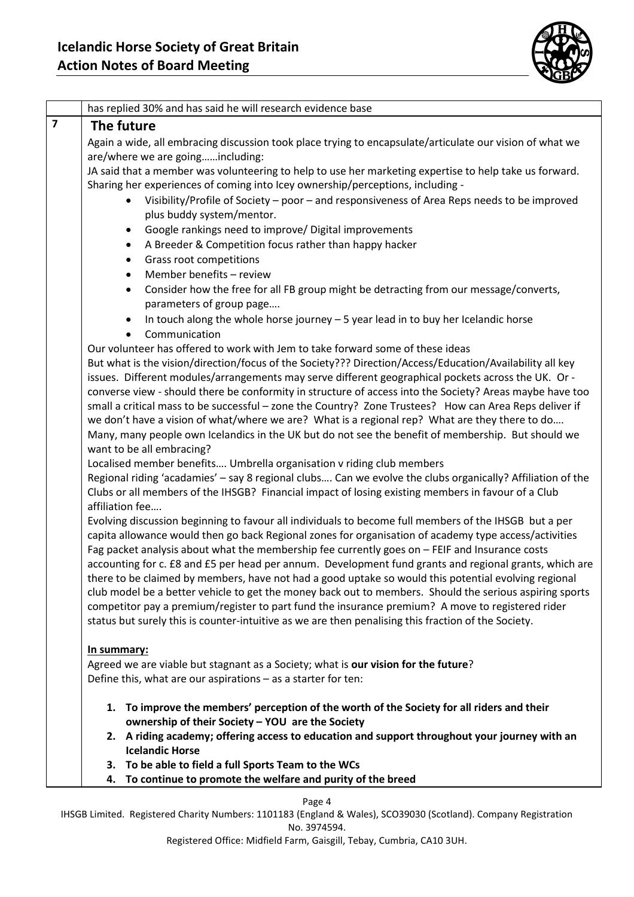has replied 30% and has said he will research evidence base

**7** **The future**

Again a wide, all embracing discussion took place trying to encapsulate/articulate our vision of what we are/where we are going……including:

JA said that a member was volunteering to help to use her marketing expertise to help take us forward. Sharing her experiences of coming into Icey ownership/perceptions, including -

- Visibility/Profile of Society – poor – and responsiveness of Area Reps needs to be improved plus buddy system/mentor.
- Google rankings need to improve/ Digital improvements
- A Breeder & Competition focus rather than happy hacker
- Grass root competitions
- Member benefits – review
- Consider how the free for all FB group might be detracting from our message/converts, parameters of group page….
- In touch along the whole horse journey – 5 year lead in to buy her Icelandic horse
- Communication

Our volunteer has offered to work with Jem to take forward some of these ideas

But what is the vision/direction/focus of the Society??? Direction/Access/Education/Availability all key issues. Different modules/arrangements may serve different geographical pockets across the UK. Or - converse view - should there be conformity in structure of access into the Society? Areas maybe have too small a critical mass to be successful – zone the Country? Zone Trustees? How can Area Reps deliver if we don't have a vision of what/where we are? What is a regional rep? What are they there to do….

Many, many people own Icelandics in the UK but do not see the benefit of membership. But should we want to be all embracing?

Localised member benefits…. Umbrella organisation v riding club members

Regional riding 'acadamies' – say 8 regional clubs…. Can we evolve the clubs organically? Affiliation of the Clubs or all members of the IHSGB? Financial impact of losing existing members in favour of a Club affiliation fee….

Evolving discussion beginning to favour all individuals to become full members of the IHSGB but a per capita allowance would then go back Regional zones for organisation of academy type access/activities

Fag packet analysis about what the membership fee currently goes on – FEIF and Insurance costs accounting for c. £8 and £5 per head per annum. Development fund grants and regional grants, which are there to be claimed by members, have not had a good uptake so would this potential evolving regional club model be a better vehicle to get the money back out to members. Should the serious aspiring sports competitor pay a premium/register to part fund the insurance premium? A move to registered rider status but surely this is counter-intuitive as we are then penalising this fraction of the Society.

**In summary:**

Agreed we are viable but stagnant as a Society; what is **our vision for the future**?

Define this, what are our aspirations – as a starter for ten:

1. **To improve the members' perception of the worth of the Society for all riders and their ownership of their Society – YOU are the Society**
2. **A riding academy; offering access to education and support throughout your journey with an Icelandic Horse**
3. **To be able to field a full Sports Team to the WCs**
4. **To continue to promote the welfare and purity of the breed**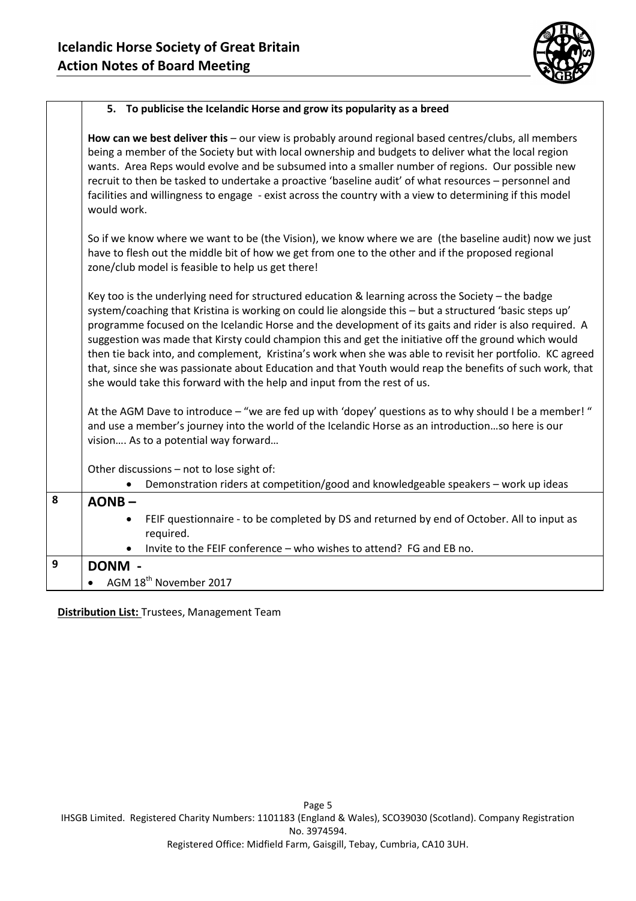| | |
|---|---|
| | **5. To publicise the Icelandic Horse and grow its popularity as a breed**<br><br>**How can we best deliver this** – our view is probably around regional based centres/clubs, all members being a member of the Society but with local ownership and budgets to deliver what the local region wants. Area Reps would evolve and be subsumed into a smaller number of regions. Our possible new recruit to then be tasked to undertake a proactive 'baseline audit' of what resources – personnel and facilities and willingness to engage - exist across the country with a view to determining if this model would work.<br><br>So if we know where we want to be (the Vision), we know where we are (the baseline audit) now we just have to flesh out the middle bit of how we get from one to the other and if the proposed regional zone/club model is feasible to help us get there!<br><br>Key too is the underlying need for structured education & learning across the Society – the badge system/coaching that Kristina is working on could lie alongside this – but a structured 'basic steps up' programme focused on the Icelandic Horse and the development of its gaits and rider is also required. A suggestion was made that Kirsty could champion this and get the initiative off the ground which would then tie back into, and complement, Kristina's work when she was able to revisit her portfolio. KC agreed that, since she was passionate about Education and that Youth would reap the benefits of such work, that she would take this forward with the help and input from the rest of us.<br><br>At the AGM Dave to introduce – "we are fed up with 'dopey' questions as to why should I be a member! " and use a member's journey into the world of the Icelandic Horse as an introduction…so here is our vision…. As to a potential way forward…<br><br>Other discussions – not to lose sight of:<br>• Demonstration riders at competition/good and knowledgeable speakers – work up ideas |
| **8** | **AONB –**<br>• FEIF questionnaire - to be completed by DS and returned by end of October. All to input as required.<br>• Invite to the FEIF conference – who wishes to attend? FG and EB no. |
| **9** | **DONM -**<br>• AGM 18th November 2017 |

**Distribution List:** Trustees, Management Team

IHSGB Limited. Registered Charity Numbers: 1101183 (England & Wales), SCO39030 (Scotland). Company Registration No. 3974594.
Registered Office: Midfield Farm, Gaisgill, Tebay, Cumbria, CA10 3UH.